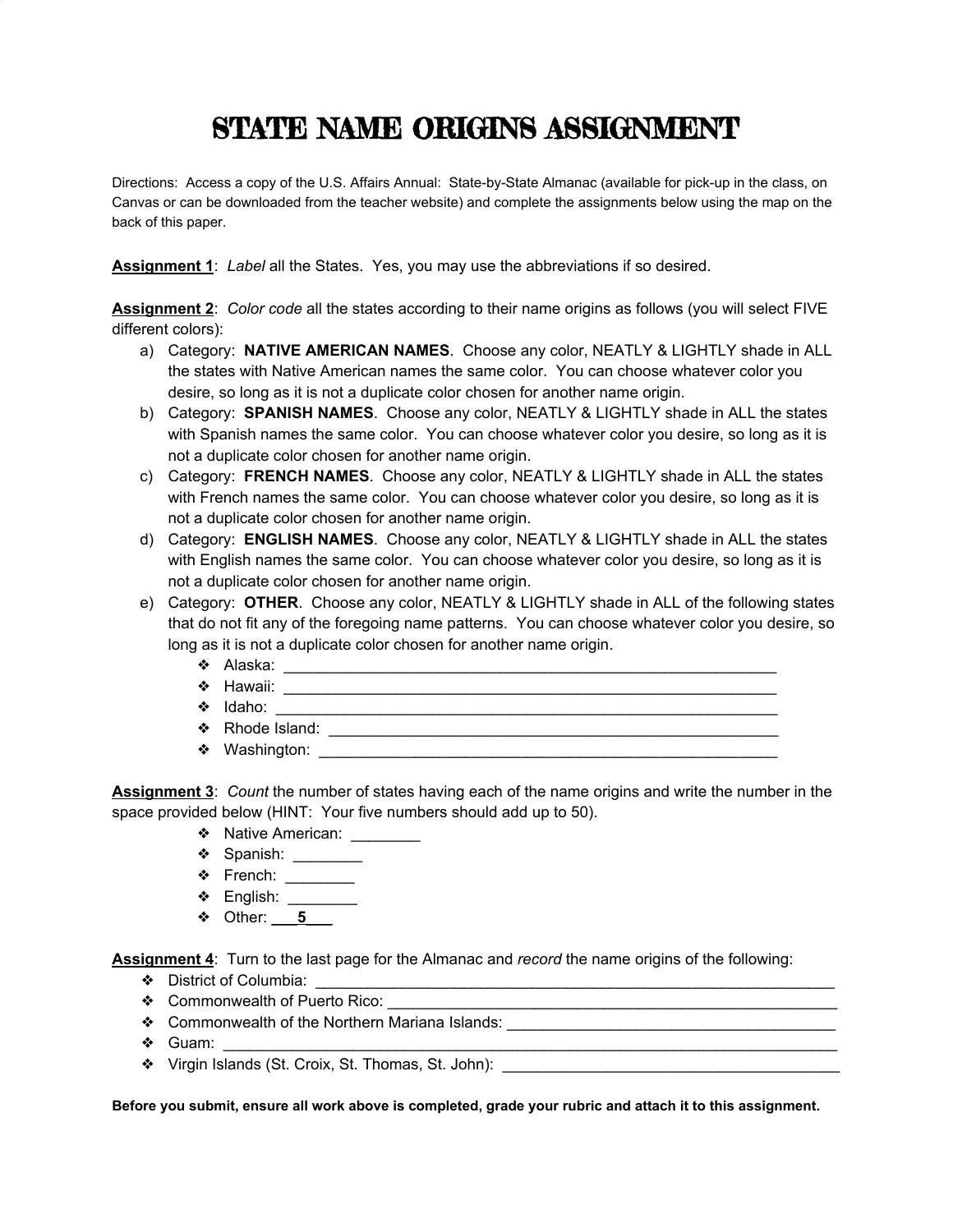# STATE NAME ORIGINS ASSIGNMENT

Directions: Access a copy of the U.S. Affairs Annual: State-by-State Almanac (available for pick-up in the class, on Canvas or can be downloaded from the teacher website) and complete the assignments below using the map on the back of this paper.

**Assignment 1**: *Label* all the States. Yes, you may use the abbreviations if so desired.

**Assignment 2**: *Color code* all the states according to their name origins as follows (you will select FIVE different colors):

a) Category: **NATIVE AMERICAN NAMES**. Choose any color, NEATLY & LIGHTLY shade in ALL the states with Native American names the same color. You can choose whatever color you desire, so long as it is not a duplicate color chosen for another name origin.
b) Category: **SPANISH NAMES**. Choose any color, NEATLY & LIGHTLY shade in ALL the states with Spanish names the same color. You can choose whatever color you desire, so long as it is not a duplicate color chosen for another name origin.
c) Category: **FRENCH NAMES**. Choose any color, NEATLY & LIGHTLY shade in ALL the states with French names the same color. You can choose whatever color you desire, so long as it is not a duplicate color chosen for another name origin.
d) Category: **ENGLISH NAMES**. Choose any color, NEATLY & LIGHTLY shade in ALL the states with English names the same color. You can choose whatever color you desire, so long as it is not a duplicate color chosen for another name origin.
e) Category: **OTHER**. Choose any color, NEATLY & LIGHTLY shade in ALL of the following states that do not fit any of the foregoing name patterns. You can choose whatever color you desire, so long as it is not a duplicate color chosen for another name origin.
   - Alaska: ____________________________________________________________
   - Hawaii: ____________________________________________________________
   - Idaho: ____________________________________________________________
   - Rhode Island: ______________________________________________________
   - Washington: _______________________________________________________

**Assignment 3**: *Count* the number of states having each of the name origins and write the number in the space provided below (HINT: Your five numbers should add up to 50).

- Native American: ________
- Spanish: ________
- French: ________
- English: ________
- Other: ___**5**___

**Assignment 4**: Turn to the last page for the Almanac and *record* the name origins of the following:

- District of Columbia: ______________________________________________________________
- Commonwealth of Puerto Rico: _______________________________________________________
- Commonwealth of the Northern Mariana Islands: ______________________________________
- Guam: ___________________________________________________________________________
- Virgin Islands (St. Croix, St. Thomas, St. John): ________________________________________

**Before you submit, ensure all work above is completed, grade your rubric and attach it to this assignment.**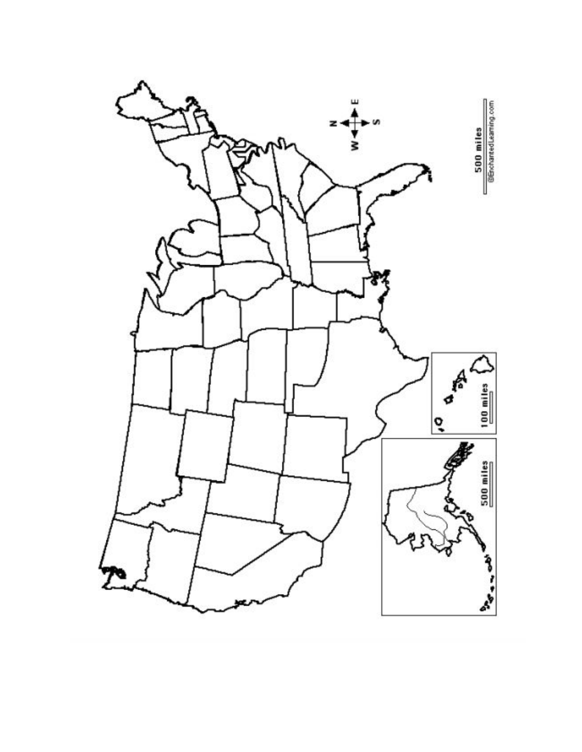500 miles

©EnchantedLearning.com

N

W

E

S

100 miles

500 miles